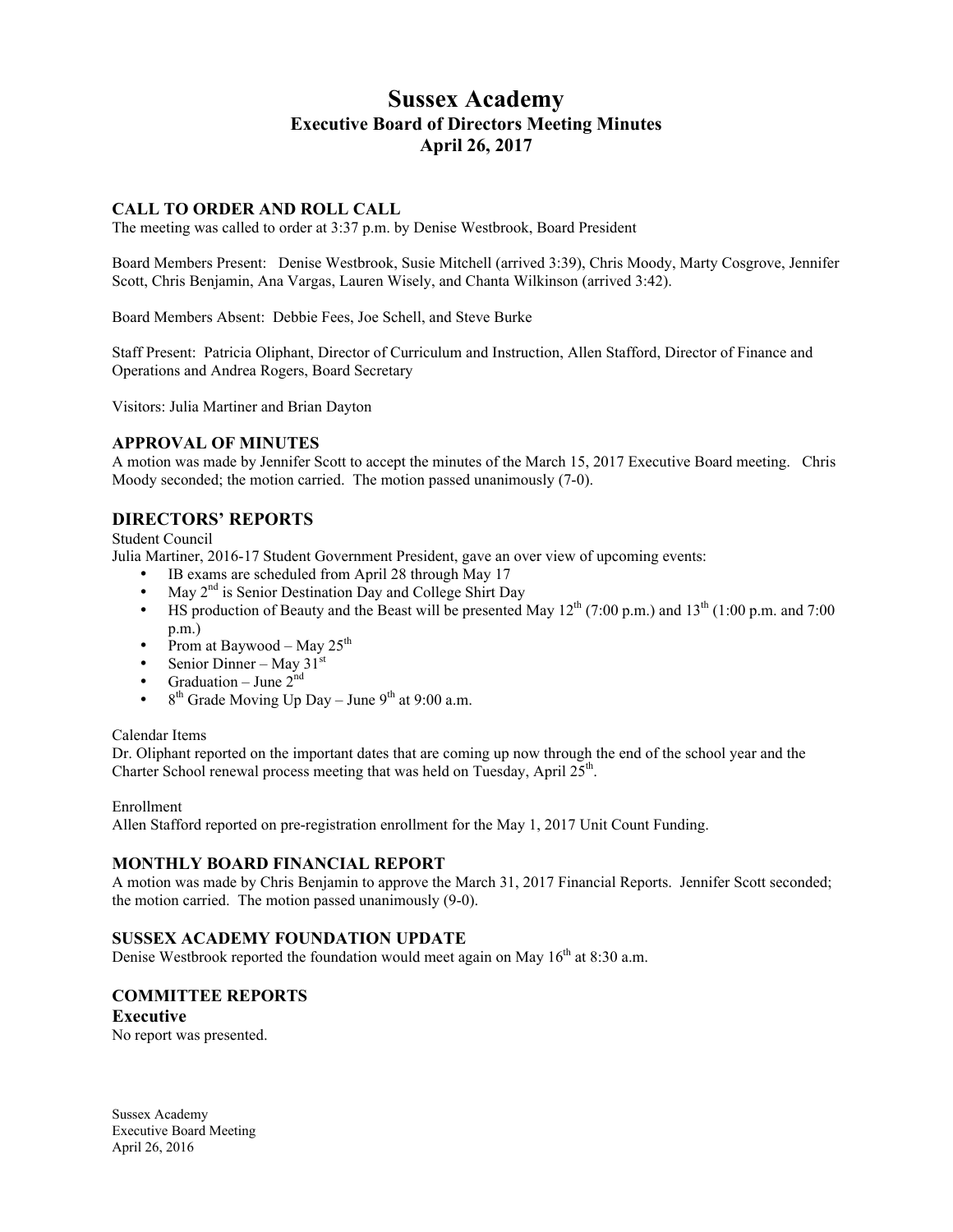# Sussex Academy
## Executive Board of Directors Meeting Minutes
## April 26, 2017

### CALL TO ORDER AND ROLL CALL

The meeting was called to order at 3:37 p.m. by Denise Westbrook, Board President

Board Members Present: Denise Westbrook, Susie Mitchell (arrived 3:39), Chris Moody, Marty Cosgrove, Jennifer Scott, Chris Benjamin, Ana Vargas, Lauren Wisely, and Chanta Wilkinson (arrived 3:42).

Board Members Absent: Debbie Fees, Joe Schell, and Steve Burke

Staff Present: Patricia Oliphant, Director of Curriculum and Instruction, Allen Stafford, Director of Finance and Operations and Andrea Rogers, Board Secretary

Visitors: Julia Martiner and Brian Dayton

### APPROVAL OF MINUTES

A motion was made by Jennifer Scott to accept the minutes of the March 15, 2017 Executive Board meeting. Chris Moody seconded; the motion carried. The motion passed unanimously (7-0).

### DIRECTORS' REPORTS

Student Council

Julia Martiner, 2016-17 Student Government President, gave an over view of upcoming events:

- IB exams are scheduled from April 28 through May 17
- May 2nd is Senior Destination Day and College Shirt Day
- HS production of Beauty and the Beast will be presented May 12th (7:00 p.m.) and 13th (1:00 p.m. and 7:00 p.m.)
- Prom at Baywood – May 25th
- Senior Dinner – May 31st
- Graduation – June 2nd
- 8th Grade Moving Up Day – June 9th at 9:00 a.m.

Calendar Items

Dr. Oliphant reported on the important dates that are coming up now through the end of the school year and the Charter School renewal process meeting that was held on Tuesday, April 25th.

Enrollment

Allen Stafford reported on pre-registration enrollment for the May 1, 2017 Unit Count Funding.

### MONTHLY BOARD FINANCIAL REPORT

A motion was made by Chris Benjamin to approve the March 31, 2017 Financial Reports. Jennifer Scott seconded; the motion carried. The motion passed unanimously (9-0).

### SUSSEX ACADEMY FOUNDATION UPDATE

Denise Westbrook reported the foundation would meet again on May 16th at 8:30 a.m.

### COMMITTEE REPORTS

**Executive**

No report was presented.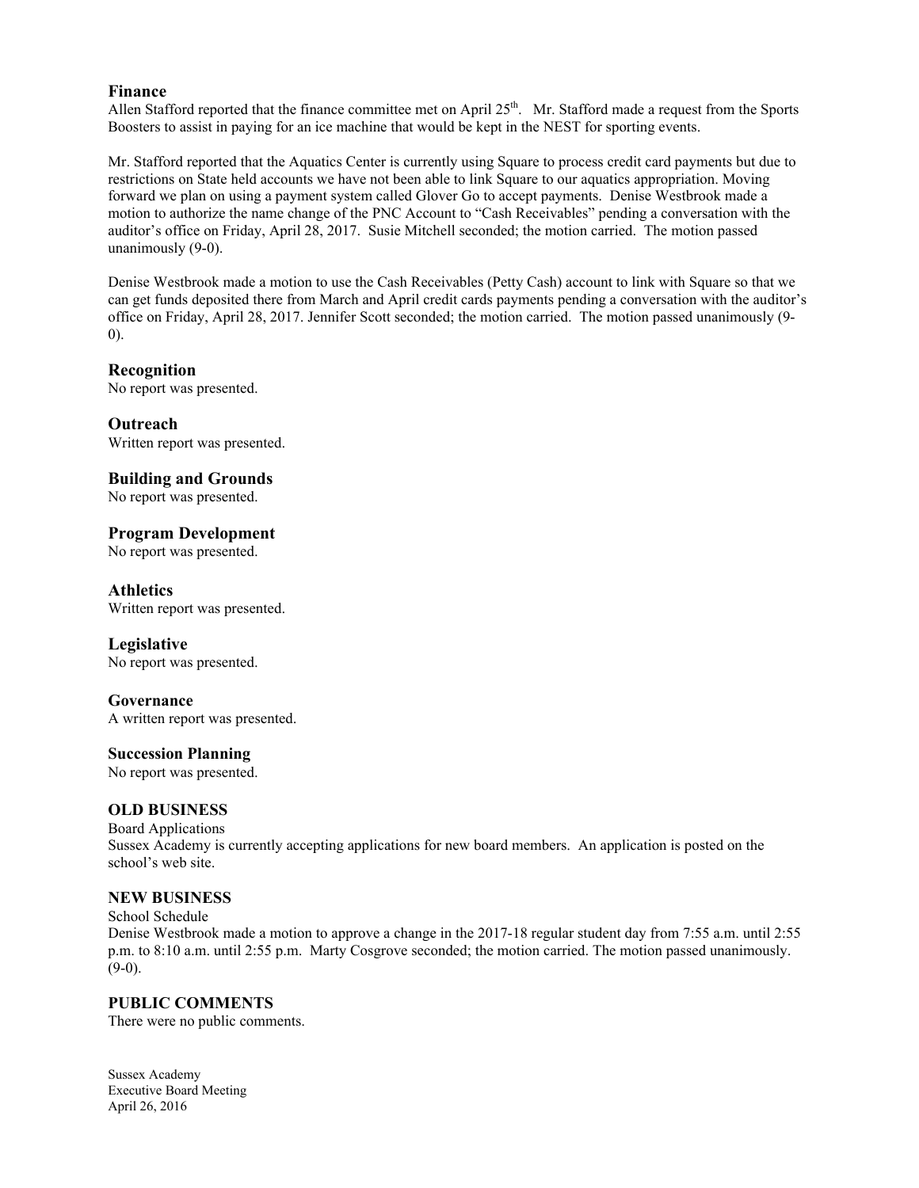## Finance

Allen Stafford reported that the finance committee met on April 25th. Mr. Stafford made a request from the Sports Boosters to assist in paying for an ice machine that would be kept in the NEST for sporting events.

Mr. Stafford reported that the Aquatics Center is currently using Square to process credit card payments but due to restrictions on State held accounts we have not been able to link Square to our aquatics appropriation. Moving forward we plan on using a payment system called Glover Go to accept payments. Denise Westbrook made a motion to authorize the name change of the PNC Account to "Cash Receivables" pending a conversation with the auditor's office on Friday, April 28, 2017. Susie Mitchell seconded; the motion carried. The motion passed unanimously (9-0).

Denise Westbrook made a motion to use the Cash Receivables (Petty Cash) account to link with Square so that we can get funds deposited there from March and April credit cards payments pending a conversation with the auditor's office on Friday, April 28, 2017. Jennifer Scott seconded; the motion carried. The motion passed unanimously (9-0).

## Recognition

No report was presented.

## Outreach

Written report was presented.

## Building and Grounds

No report was presented.

## Program Development

No report was presented.

## Athletics

Written report was presented.

## Legislative

No report was presented.

## Governance

A written report was presented.

## Succession Planning

No report was presented.

## OLD BUSINESS

Board Applications

Sussex Academy is currently accepting applications for new board members. An application is posted on the school's web site.

## NEW BUSINESS

School Schedule

Denise Westbrook made a motion to approve a change in the 2017-18 regular student day from 7:55 a.m. until 2:55 p.m. to 8:10 a.m. until 2:55 p.m. Marty Cosgrove seconded; the motion carried. The motion passed unanimously. (9-0).

## PUBLIC COMMENTS

There were no public comments.

Sussex Academy
Executive Board Meeting
April 26, 2016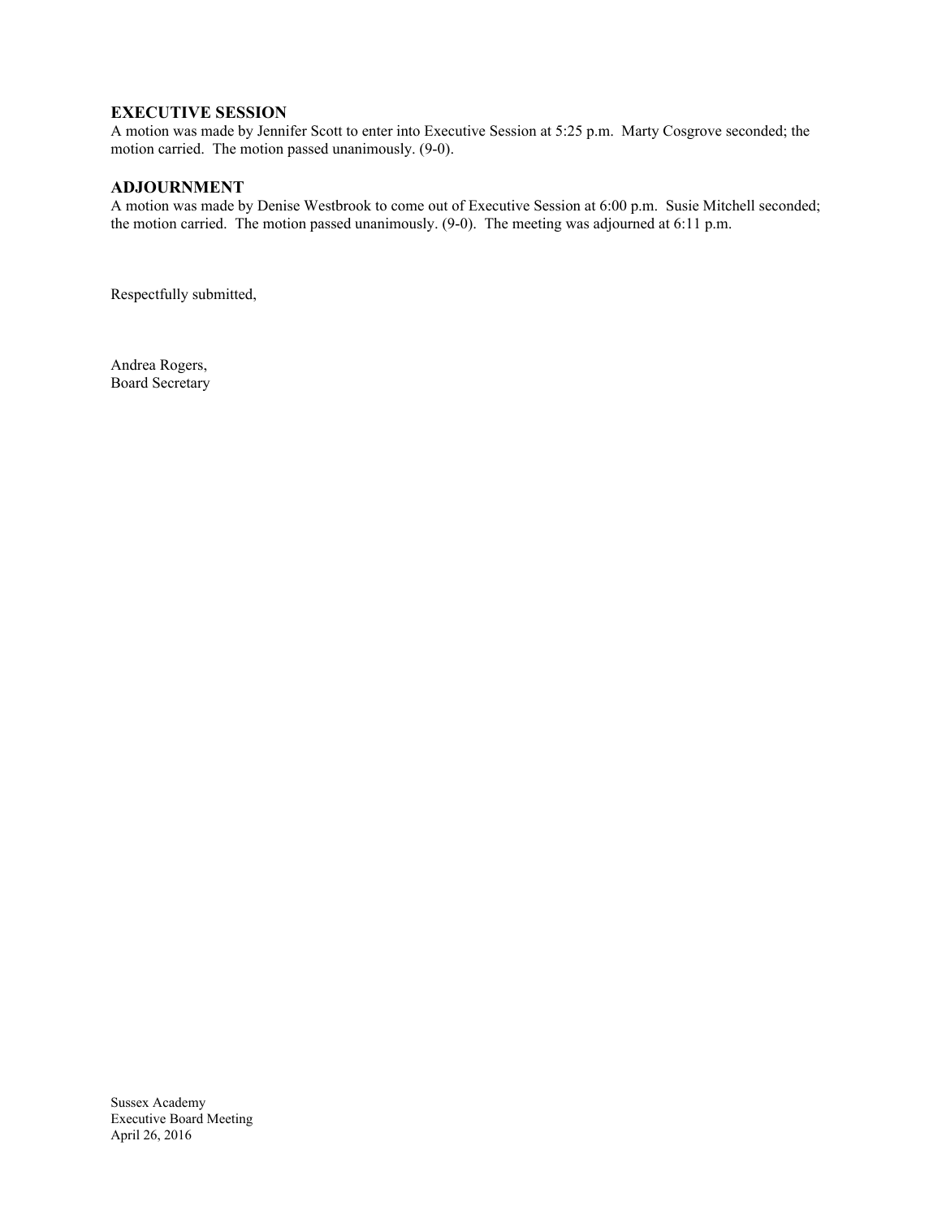## EXECUTIVE SESSION

A motion was made by Jennifer Scott to enter into Executive Session at 5:25 p.m. Marty Cosgrove seconded; the motion carried. The motion passed unanimously. (9-0).

## ADJOURNMENT

A motion was made by Denise Westbrook to come out of Executive Session at 6:00 p.m. Susie Mitchell seconded; the motion carried. The motion passed unanimously. (9-0). The meeting was adjourned at 6:11 p.m.

Respectfully submitted,

Andrea Rogers,
Board Secretary